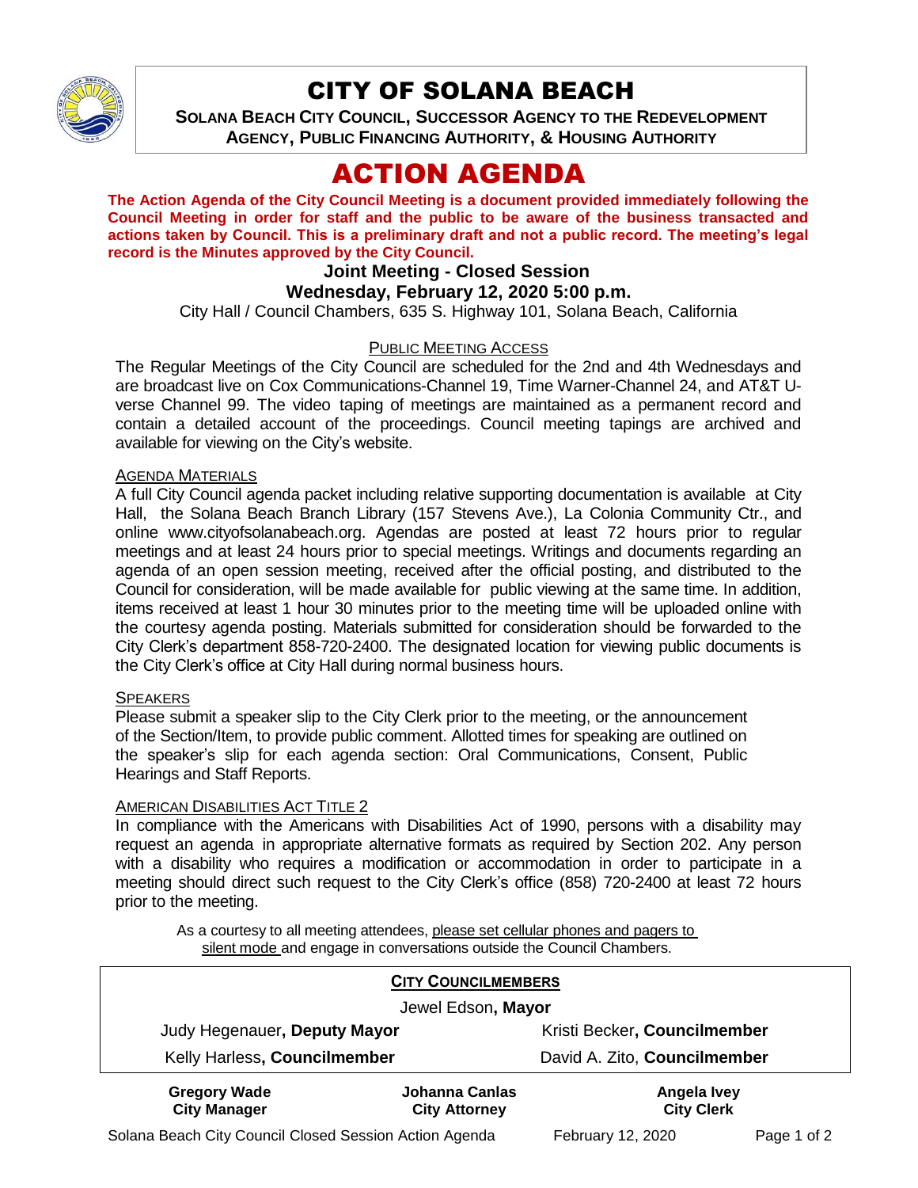# CITY OF SOLANA BEACH

**SOLANA BEACH CITY COUNCIL, SUCCESSOR AGENCY TO THE REDEVELOPMENT AGENCY, PUBLIC FINANCING AUTHORITY, & HOUSING AUTHORITY**

# ACTION AGENDA

**The Action Agenda of the City Council Meeting is a document provided immediately following the Council Meeting in order for staff and the public to be aware of the business transacted and actions taken by Council. This is a preliminary draft and not a public record. The meeting's legal record is the Minutes approved by the City Council.**

## Joint Meeting - Closed Session

## Wednesday, February 12, 2020 5:00 p.m.

City Hall / Council Chambers, 635 S. Highway 101, Solana Beach, California

PUBLIC MEETING ACCESS

The Regular Meetings of the City Council are scheduled for the 2nd and 4th Wednesdays and are broadcast live on Cox Communications-Channel 19, Time Warner-Channel 24, and AT&T U-verse Channel 99. The video taping of meetings are maintained as a permanent record and contain a detailed account of the proceedings. Council meeting tapings are archived and available for viewing on the City's website.

AGENDA MATERIALS

A full City Council agenda packet including relative supporting documentation is available at City Hall, the Solana Beach Branch Library (157 Stevens Ave.), La Colonia Community Ctr., and online www.cityofsolanabeach.org. Agendas are posted at least 72 hours prior to regular meetings and at least 24 hours prior to special meetings. Writings and documents regarding an agenda of an open session meeting, received after the official posting, and distributed to the Council for consideration, will be made available for public viewing at the same time. In addition, items received at least 1 hour 30 minutes prior to the meeting time will be uploaded online with the courtesy agenda posting. Materials submitted for consideration should be forwarded to the City Clerk's department 858-720-2400. The designated location for viewing public documents is the City Clerk's office at City Hall during normal business hours.

SPEAKERS

Please submit a speaker slip to the City Clerk prior to the meeting, or the announcement of the Section/Item, to provide public comment. Allotted times for speaking are outlined on the speaker's slip for each agenda section: Oral Communications, Consent, Public Hearings and Staff Reports.

AMERICAN DISABILITIES ACT TITLE 2

In compliance with the Americans with Disabilities Act of 1990, persons with a disability may request an agenda in appropriate alternative formats as required by Section 202. Any person with a disability who requires a modification or accommodation in order to participate in a meeting should direct such request to the City Clerk's office (858) 720-2400 at least 72 hours prior to the meeting.

As a courtesy to all meeting attendees, please set cellular phones and pagers to silent mode and engage in conversations outside the Council Chambers.

**CITY COUNCILMEMBERS**

Jewel Edson, **Mayor**

| | |
|---|---|
| Judy Hegenauer, **Deputy Mayor** | Kristi Becker, **Councilmember** |
| Kelly Harless, **Councilmember** | David A. Zito, **Councilmember** |

| | | |
|---|---|---|
| **Gregory Wade** **City Manager** | **Johanna Canlas** **City Attorney** | **Angela Ivey** **City Clerk** |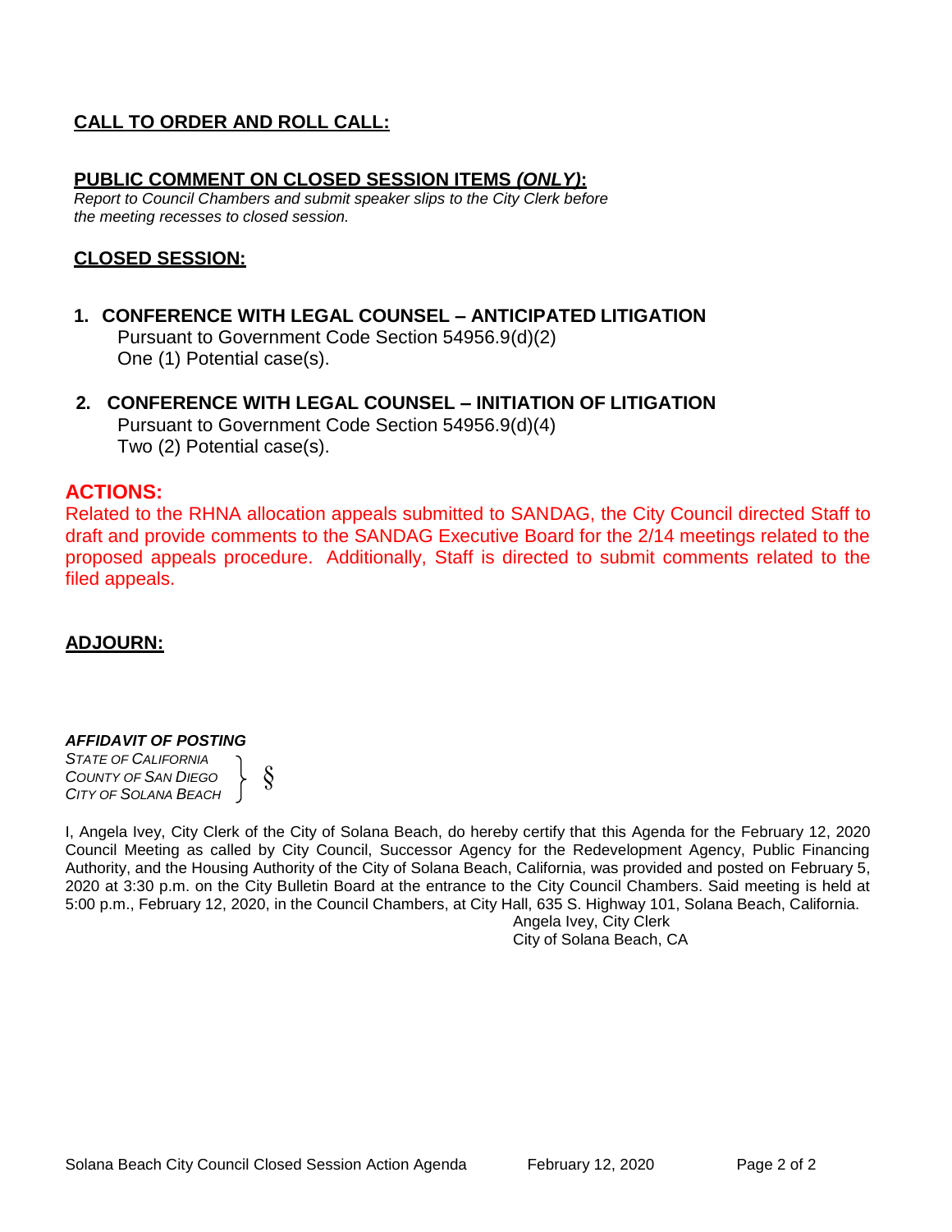## **CALL TO ORDER AND ROLL CALL:**

## **PUBLIC COMMENT ON CLOSED SESSION ITEMS *(ONLY)*:**

*Report to Council Chambers and submit speaker slips to the City Clerk before the meeting recesses to closed session.*

## **CLOSED SESSION:**

**1. CONFERENCE WITH LEGAL COUNSEL – ANTICIPATED LITIGATION**
Pursuant to Government Code Section 54956.9(d)(2)
One (1) Potential case(s).

**2. CONFERENCE WITH LEGAL COUNSEL – INITIATION OF LITIGATION**
Pursuant to Government Code Section 54956.9(d)(4)
Two (2) Potential case(s).

## **ACTIONS:**

Related to the RHNA allocation appeals submitted to SANDAG, the City Council directed Staff to draft and provide comments to the SANDAG Executive Board for the 2/14 meetings related to the proposed appeals procedure. Additionally, Staff is directed to submit comments related to the filed appeals.

## **ADJOURN:**

***AFFIDAVIT OF POSTING***

*STATE OF CALIFORNIA*
*COUNTY OF SAN DIEGO* §
*CITY OF SOLANA BEACH*

I, Angela Ivey, City Clerk of the City of Solana Beach, do hereby certify that this Agenda for the February 12, 2020 Council Meeting as called by City Council, Successor Agency for the Redevelopment Agency, Public Financing Authority, and the Housing Authority of the City of Solana Beach, California, was provided and posted on February 5, 2020 at 3:30 p.m. on the City Bulletin Board at the entrance to the City Council Chambers. Said meeting is held at 5:00 p.m., February 12, 2020, in the Council Chambers, at City Hall, 635 S. Highway 101, Solana Beach, California.

Angela Ivey, City Clerk
City of Solana Beach, CA